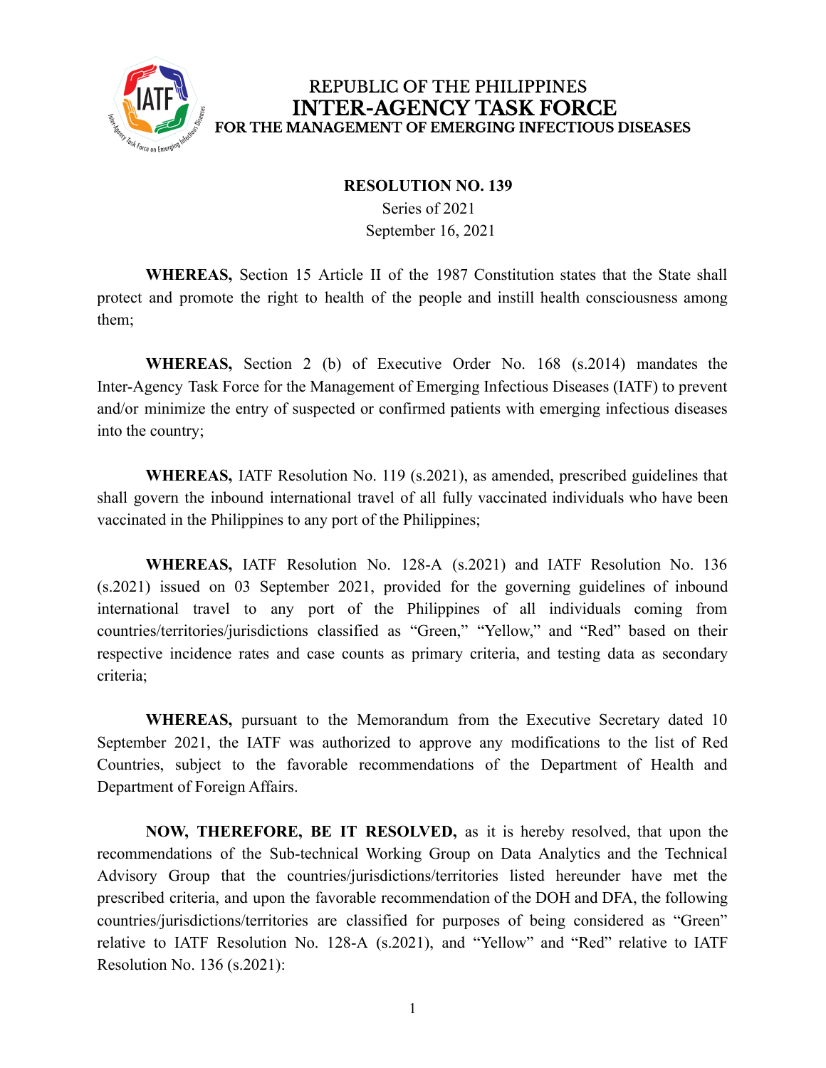REPUBLIC OF THE PHILIPPINES

# INTER-AGENCY TASK FORCE

## FOR THE MANAGEMENT OF EMERGING INFECTIOUS DISEASES

**RESOLUTION NO. 139**

Series of 2021

September 16, 2021

**WHEREAS,** Section 15 Article II of the 1987 Constitution states that the State shall protect and promote the right to health of the people and instill health consciousness among them;

**WHEREAS,** Section 2 (b) of Executive Order No. 168 (s.2014) mandates the Inter-Agency Task Force for the Management of Emerging Infectious Diseases (IATF) to prevent and/or minimize the entry of suspected or confirmed patients with emerging infectious diseases into the country;

**WHEREAS,** IATF Resolution No. 119 (s.2021), as amended, prescribed guidelines that shall govern the inbound international travel of all fully vaccinated individuals who have been vaccinated in the Philippines to any port of the Philippines;

**WHEREAS,** IATF Resolution No. 128-A (s.2021) and IATF Resolution No. 136 (s.2021) issued on 03 September 2021, provided for the governing guidelines of inbound international travel to any port of the Philippines of all individuals coming from countries/territories/jurisdictions classified as "Green," "Yellow," and "Red" based on their respective incidence rates and case counts as primary criteria, and testing data as secondary criteria;

**WHEREAS,** pursuant to the Memorandum from the Executive Secretary dated 10 September 2021, the IATF was authorized to approve any modifications to the list of Red Countries, subject to the favorable recommendations of the Department of Health and Department of Foreign Affairs.

**NOW, THEREFORE, BE IT RESOLVED,** as it is hereby resolved, that upon the recommendations of the Sub-technical Working Group on Data Analytics and the Technical Advisory Group that the countries/jurisdictions/territories listed hereunder have met the prescribed criteria, and upon the favorable recommendation of the DOH and DFA, the following countries/jurisdictions/territories are classified for purposes of being considered as "Green" relative to IATF Resolution No. 128-A (s.2021), and "Yellow" and "Red" relative to IATF Resolution No. 136 (s.2021):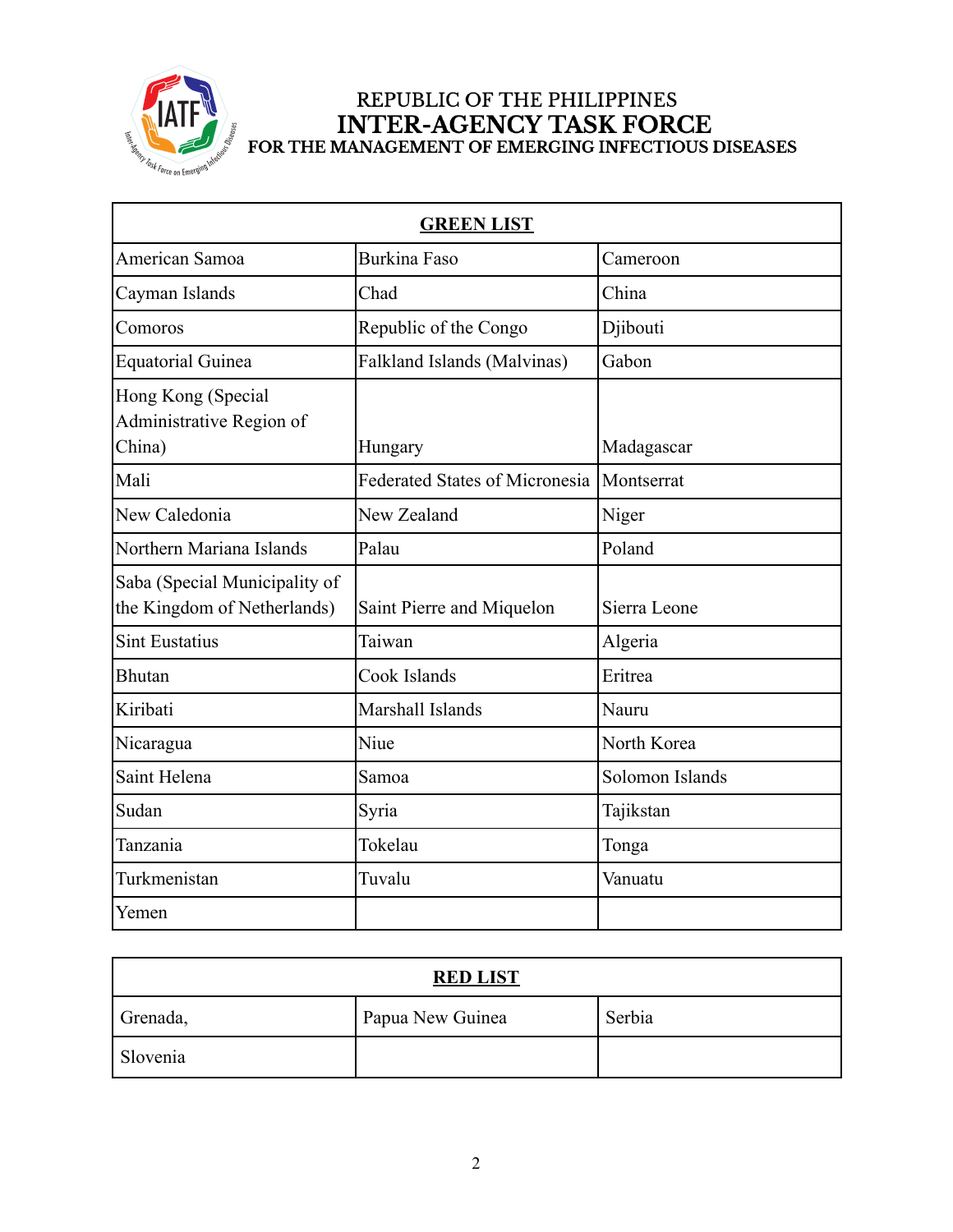REPUBLIC OF THE PHILIPPINES
**INTER-AGENCY TASK FORCE**
**FOR THE MANAGEMENT OF EMERGING INFECTIOUS DISEASES**

| **GREEN LIST** | | |
|---|---|---|
| American Samoa | Burkina Faso | Cameroon |
| Cayman Islands | Chad | China |
| Comoros | Republic of the Congo | Djibouti |
| Equatorial Guinea | Falkland Islands (Malvinas) | Gabon |
| Hong Kong (Special Administrative Region of China) | Hungary | Madagascar |
| Mali | Federated States of Micronesia | Montserrat |
| New Caledonia | New Zealand | Niger |
| Northern Mariana Islands | Palau | Poland |
| Saba (Special Municipality of the Kingdom of Netherlands) | Saint Pierre and Miquelon | Sierra Leone |
| Sint Eustatius | Taiwan | Algeria |
| Bhutan | Cook Islands | Eritrea |
| Kiribati | Marshall Islands | Nauru |
| Nicaragua | Niue | North Korea |
| Saint Helena | Samoa | Solomon Islands |
| Sudan | Syria | Tajikstan |
| Tanzania | Tokelau | Tonga |
| Turkmenistan | Tuvalu | Vanuatu |
| Yemen | | |

| **RED LIST** | | |
|---|---|---|
| Grenada, | Papua New Guinea | Serbia |
| Slovenia | | |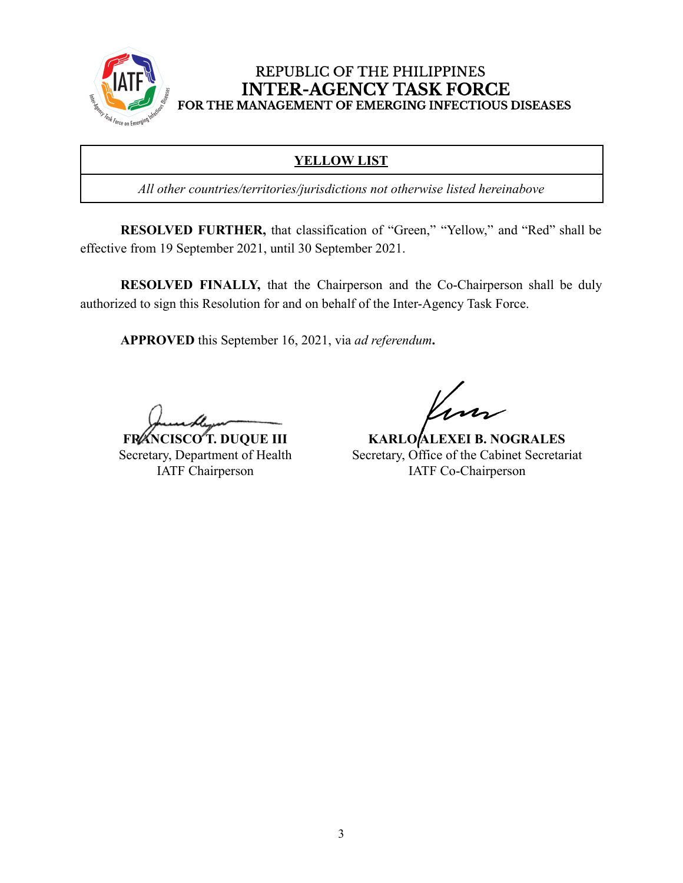REPUBLIC OF THE PHILIPPINES
**INTER-AGENCY TASK FORCE**
**FOR THE MANAGEMENT OF EMERGING INFECTIOUS DISEASES**

| <u>**YELLOW LIST**</u> |
| --- |
| *All other countries/territories/jurisdictions not otherwise listed hereinabove* |

**RESOLVED FURTHER,** that classification of "Green," "Yellow," and "Red" shall be effective from 19 September 2021, until 30 September 2021.

**RESOLVED FINALLY,** that the Chairperson and the Co-Chairperson shall be duly authorized to sign this Resolution for and on behalf of the Inter-Agency Task Force.

**APPROVED** this September 16, 2021, via *ad referendum***.**

**FRANCISCO T. DUQUE III**
Secretary, Department of Health
IATF Chairperson

**KARLO ALEXEI B. NOGRALES**
Secretary, Office of the Cabinet Secretariat
IATF Co-Chairperson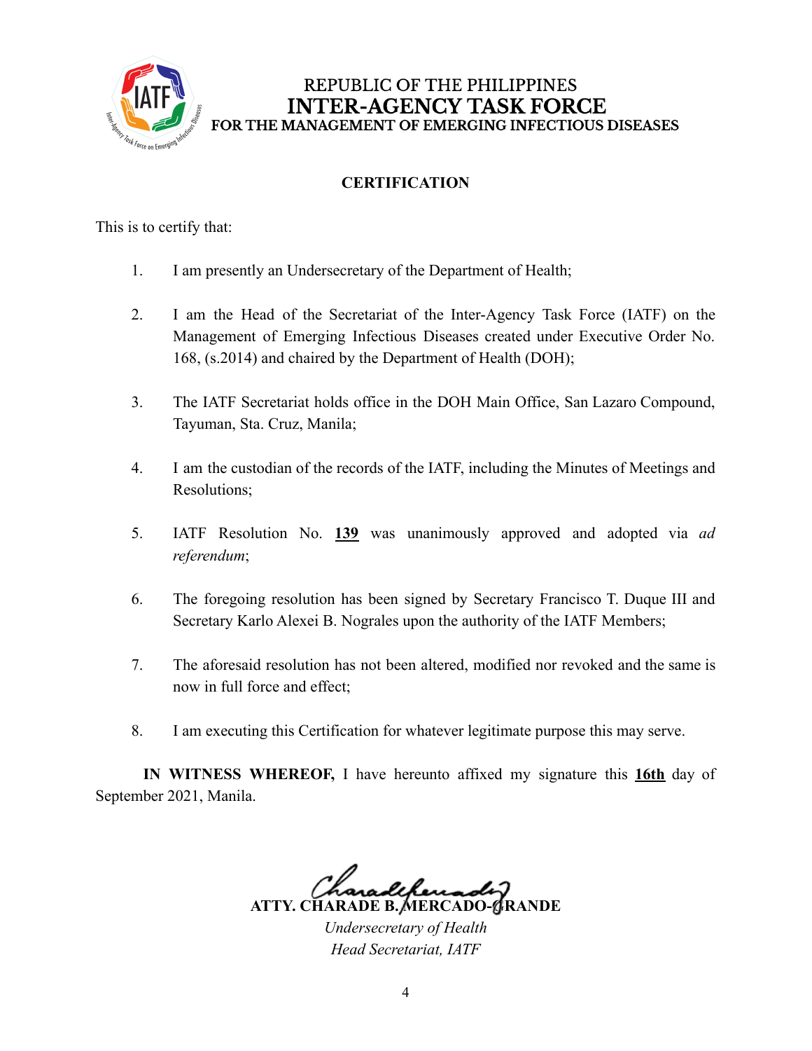REPUBLIC OF THE PHILIPPINES
**INTER-AGENCY TASK FORCE**
**FOR THE MANAGEMENT OF EMERGING INFECTIOUS DISEASES**

## CERTIFICATION

This is to certify that:

1. I am presently an Undersecretary of the Department of Health;

2. I am the Head of the Secretariat of the Inter-Agency Task Force (IATF) on the Management of Emerging Infectious Diseases created under Executive Order No. 168, (s.2014) and chaired by the Department of Health (DOH);

3. The IATF Secretariat holds office in the DOH Main Office, San Lazaro Compound, Tayuman, Sta. Cruz, Manila;

4. I am the custodian of the records of the IATF, including the Minutes of Meetings and Resolutions;

5. IATF Resolution No. **139** was unanimously approved and adopted via *ad referendum*;

6. The foregoing resolution has been signed by Secretary Francisco T. Duque III and Secretary Karlo Alexei B. Nograles upon the authority of the IATF Members;

7. The aforesaid resolution has not been altered, modified nor revoked and the same is now in full force and effect;

8. I am executing this Certification for whatever legitimate purpose this may serve.

**IN WITNESS WHEREOF,** I have hereunto affixed my signature this **16th** day of September 2021, Manila.

**ATTY. CHARADE B. MERCADO-GRANDE**
*Undersecretary of Health*
*Head Secretariat, IATF*